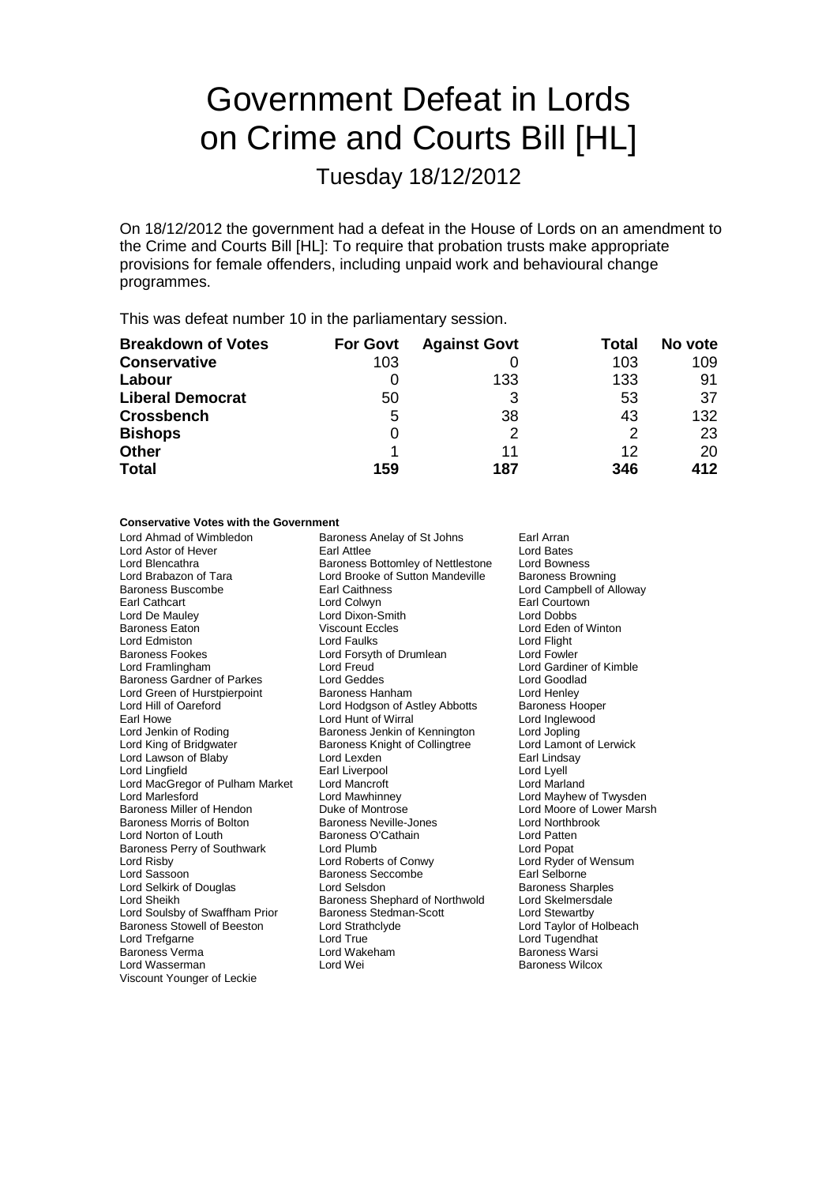# Government Defeat in Lords on Crime and Courts Bill [HL]

Tuesday 18/12/2012

On 18/12/2012 the government had a defeat in the House of Lords on an amendment to the Crime and Courts Bill [HL]: To require that probation trusts make appropriate provisions for female offenders, including unpaid work and behavioural change programmes.

This was defeat number 10 in the parliamentary session.

| Breakdown of Votes | For Govt | Against Govt | Total | No vote |
|---|---|---|---|---|
| **Conservative** | 103 | 0 | 103 | 109 |
| **Labour** | 0 | 133 | 133 | 91 |
| **Liberal Democrat** | 50 | 3 | 53 | 37 |
| **Crossbench** | 5 | 38 | 43 | 132 |
| **Bishops** | 0 | 2 | 2 | 23 |
| **Other** | 1 | 11 | 12 | 20 |
| **Total** | **159** | **187** | **346** | **412** |

**Conservative Votes with the Government**

| | | |
|---|---|---|
| Lord Ahmad of Wimbledon | Baroness Anelay of St Johns | Earl Arran |
| Lord Astor of Hever | Earl Attlee | Lord Bates |
| Lord Blencathra | Baroness Bottomley of Nettlestone | Lord Bowness |
| Lord Brabazon of Tara | Lord Brooke of Sutton Mandeville | Baroness Browning |
| Baroness Buscombe | Earl Caithness | Lord Campbell of Alloway |
| Earl Cathcart | Lord Colwyn | Earl Courtown |
| Lord De Mauley | Lord Dixon-Smith | Lord Dobbs |
| Baroness Eaton | Viscount Eccles | Lord Eden of Winton |
| Lord Edmiston | Lord Faulks | Lord Flight |
| Baroness Fookes | Lord Forsyth of Drumlean | Lord Fowler |
| Lord Framlingham | Lord Freud | Lord Gardiner of Kimble |
| Baroness Gardner of Parkes | Lord Geddes | Lord Goodlad |
| Lord Green of Hurstpierpoint | Baroness Hanham | Lord Henley |
| Lord Hill of Oareford | Lord Hodgson of Astley Abbotts | Baroness Hooper |
| Earl Howe | Lord Hunt of Wirral | Lord Inglewood |
| Lord Jenkin of Roding | Baroness Jenkin of Kennington | Lord Jopling |
| Lord King of Bridgwater | Baroness Knight of Collingtree | Lord Lamont of Lerwick |
| Lord Lawson of Blaby | Lord Lexden | Earl Lindsay |
| Lord Lingfield | Earl Liverpool | Lord Lyell |
| Lord MacGregor of Pulham Market | Lord Mancroft | Lord Marland |
| Lord Marlesford | Lord Mawhinney | Lord Mayhew of Twysden |
| Baroness Miller of Hendon | Duke of Montrose | Lord Moore of Lower Marsh |
| Baroness Morris of Bolton | Baroness Neville-Jones | Lord Northbrook |
| Lord Norton of Louth | Baroness O'Cathain | Lord Patten |
| Baroness Perry of Southwark | Lord Plumb | Lord Popat |
| Lord Risby | Lord Roberts of Conwy | Lord Ryder of Wensum |
| Lord Sassoon | Baroness Seccombe | Earl Selborne |
| Lord Selkirk of Douglas | Lord Selsdon | Baroness Sharples |
| Lord Sheikh | Baroness Shephard of Northwold | Lord Skelmersdale |
| Lord Soulsby of Swaffham Prior | Baroness Stedman-Scott | Lord Stewartby |
| Baroness Stowell of Beeston | Lord Strathclyde | Lord Taylor of Holbeach |
| Lord Trefgarne | Lord True | Lord Tugendhat |
| Baroness Verma | Lord Wakeham | Baroness Warsi |
| Lord Wasserman | Lord Wei | Baroness Wilcox |
| Viscount Younger of Leckie | | |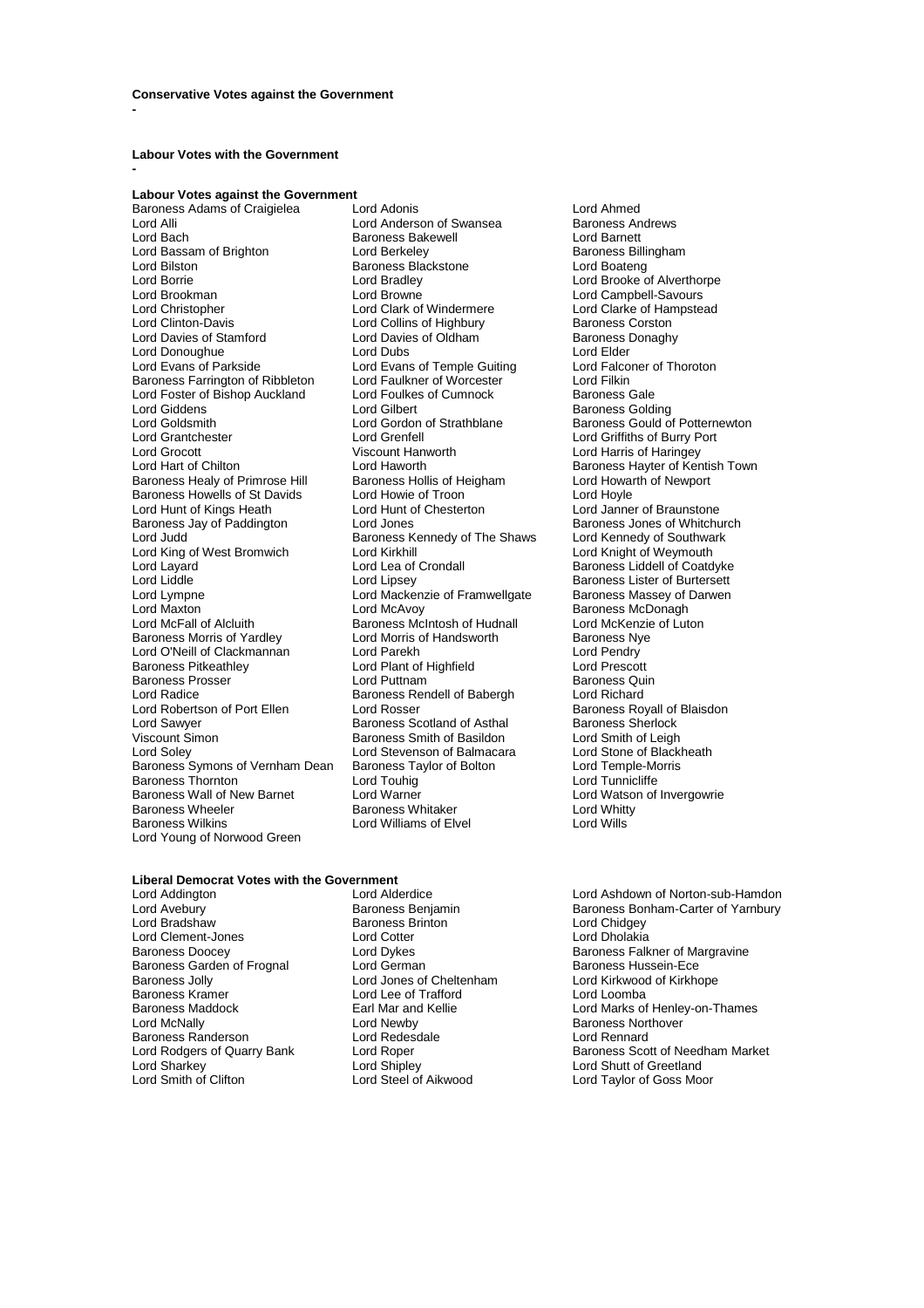**Conservative Votes against the Government**

-

**Labour Votes with the Government**

-

**Labour Votes against the Government**

Baroness Adams of Craigielea
Lord Adonis
Lord Ahmed
Lord Alli
Lord Anderson of Swansea
Baroness Andrews
Lord Bach
Baroness Bakewell
Lord Barnett
Lord Bassam of Brighton
Lord Berkeley
Baroness Billingham
Lord Bilston
Baroness Blackstone
Lord Boateng
Lord Borrie
Lord Bradley
Lord Brooke of Alverthorpe
Lord Brookman
Lord Browne
Lord Campbell-Savours
Lord Christopher
Lord Clark of Windermere
Lord Clarke of Hampstead
Lord Clinton-Davis
Lord Collins of Highbury
Baroness Corston
Lord Davies of Stamford
Lord Davies of Oldham
Baroness Donaghy
Lord Donoughue
Lord Dubs
Lord Elder
Lord Evans of Parkside
Lord Evans of Temple Guiting
Lord Falconer of Thoroton
Baroness Farrington of Ribbleton
Lord Faulkner of Worcester
Lord Filkin
Lord Foster of Bishop Auckland
Lord Foulkes of Cumnock
Baroness Gale
Lord Giddens
Lord Gilbert
Baroness Golding
Lord Goldsmith
Lord Gordon of Strathblane
Baroness Gould of Potternewton
Lord Grantchester
Lord Grenfell
Lord Griffiths of Burry Port
Lord Grocott
Viscount Hanworth
Lord Harris of Haringey
Lord Hart of Chilton
Lord Haworth
Baroness Hayter of Kentish Town
Baroness Healy of Primrose Hill
Baroness Hollis of Heigham
Lord Howarth of Newport
Baroness Howells of St Davids
Lord Howie of Troon
Lord Hoyle
Lord Hunt of Kings Heath
Lord Hunt of Chesterton
Lord Janner of Braunstone
Baroness Jay of Paddington
Lord Jones
Baroness Jones of Whitchurch
Lord Judd
Baroness Kennedy of The Shaws
Lord Kennedy of Southwark
Lord King of West Bromwich
Lord Kirkhill
Lord Knight of Weymouth
Lord Layard
Lord Lea of Crondall
Baroness Liddell of Coatdyke
Lord Liddle
Lord Lipsey
Baroness Lister of Burtersett
Lord Lympne
Lord Mackenzie of Framwellgate
Baroness Massey of Darwen
Lord Maxton
Lord McAvoy
Baroness McDonagh
Lord McFall of Alcluith
Baroness McIntosh of Hudnall
Lord McKenzie of Luton
Baroness Morris of Yardley
Lord Morris of Handsworth
Baroness Nye
Lord O'Neill of Clackmannan
Lord Parekh
Lord Pendry
Baroness Pitkeathley
Lord Plant of Highfield
Lord Prescott
Baroness Prosser
Lord Puttnam
Baroness Quin
Lord Radice
Baroness Rendell of Babergh
Lord Richard
Lord Robertson of Port Ellen
Lord Rosser
Baroness Royall of Blaisdon
Lord Sawyer
Baroness Scotland of Asthal
Baroness Sherlock
Viscount Simon
Baroness Smith of Basildon
Lord Smith of Leigh
Lord Soley
Lord Stevenson of Balmacara
Lord Stone of Blackheath
Baroness Symons of Vernham Dean
Baroness Taylor of Bolton
Lord Temple-Morris
Baroness Thornton
Lord Touhig
Lord Tunnicliffe
Baroness Wall of New Barnet
Lord Warner
Lord Watson of Invergowrie
Baroness Wheeler
Baroness Whitaker
Lord Whitty
Baroness Wilkins
Lord Williams of Elvel
Lord Wills
Lord Young of Norwood Green

**Liberal Democrat Votes with the Government**

Lord Addington
Lord Alderdice
Lord Ashdown of Norton-sub-Hamdon
Lord Avebury
Baroness Benjamin
Baroness Bonham-Carter of Yarnbury
Lord Bradshaw
Baroness Brinton
Lord Chidgey
Lord Clement-Jones
Lord Cotter
Lord Dholakia
Baroness Doocey
Lord Dykes
Baroness Falkner of Margravine
Baroness Garden of Frognal
Lord German
Baroness Hussein-Ece
Baroness Jolly
Lord Jones of Cheltenham
Lord Kirkwood of Kirkhope
Baroness Kramer
Lord Lee of Trafford
Lord Loomba
Baroness Maddock
Earl Mar and Kellie
Lord Marks of Henley-on-Thames
Lord McNally
Lord Newby
Baroness Northover
Baroness Randerson
Lord Redesdale
Lord Rennard
Lord Rodgers of Quarry Bank
Lord Roper
Baroness Scott of Needham Market
Lord Sharkey
Lord Shipley
Lord Shutt of Greetland
Lord Smith of Clifton
Lord Steel of Aikwood
Lord Taylor of Goss Moor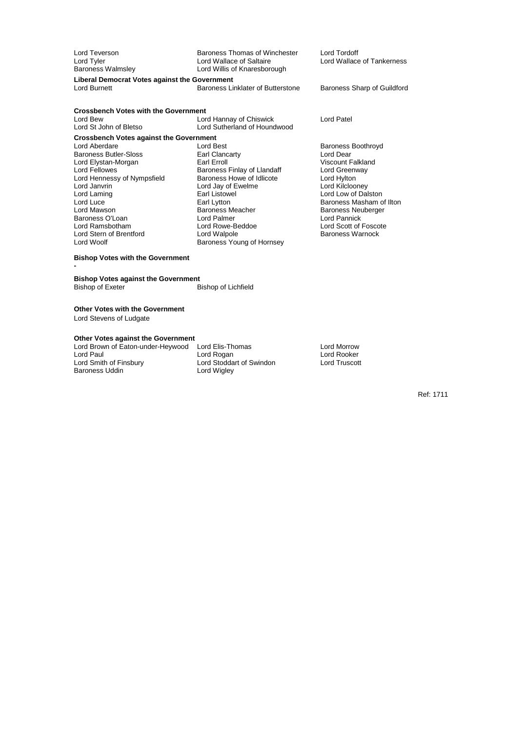Lord Teverson
Lord Tyler
Baroness Walmsley
Baroness Thomas of Winchester
Lord Wallace of Saltaire
Lord Willis of Knaresborough
Lord Tordoff
Lord Wallace of Tankerness

**Liberal Democrat Votes against the Government**

Lord Burnett
Baroness Linklater of Butterstone
Baroness Sharp of Guildford

**Crossbench Votes with the Government**

Lord Bew
Lord St John of Bletso
Lord Hannay of Chiswick
Lord Sutherland of Houndwood
Lord Patel

**Crossbench Votes against the Government**

Lord Aberdare
Baroness Butler-Sloss
Lord Elystan-Morgan
Lord Fellowes
Lord Hennessy of Nympsfield
Lord Janvrin
Lord Laming
Lord Luce
Lord Mawson
Baroness O'Loan
Lord Ramsbotham
Lord Stern of Brentford
Lord Woolf
Lord Best
Earl Clancarty
Earl Erroll
Baroness Finlay of Llandaff
Baroness Howe of Idlicote
Lord Jay of Ewelme
Earl Listowel
Earl Lytton
Baroness Meacher
Lord Palmer
Lord Rowe-Beddoe
Lord Walpole
Baroness Young of Hornsey
Baroness Boothroyd
Lord Dear
Viscount Falkland
Lord Greenway
Lord Hylton
Lord Kilclooney
Lord Low of Dalston
Baroness Masham of Ilton
Baroness Neuberger
Lord Pannick
Lord Scott of Foscote
Baroness Warnock

**Bishop Votes with the Government**

-

**Bishop Votes against the Government**

Bishop of Exeter
Bishop of Lichfield

**Other Votes with the Government**

Lord Stevens of Ludgate

**Other Votes against the Government**

Lord Brown of Eaton-under-Heywood
Lord Paul
Lord Smith of Finsbury
Baroness Uddin
Lord Elis-Thomas
Lord Rogan
Lord Stoddart of Swindon
Lord Wigley
Lord Morrow
Lord Rooker
Lord Truscott

Ref: 1711